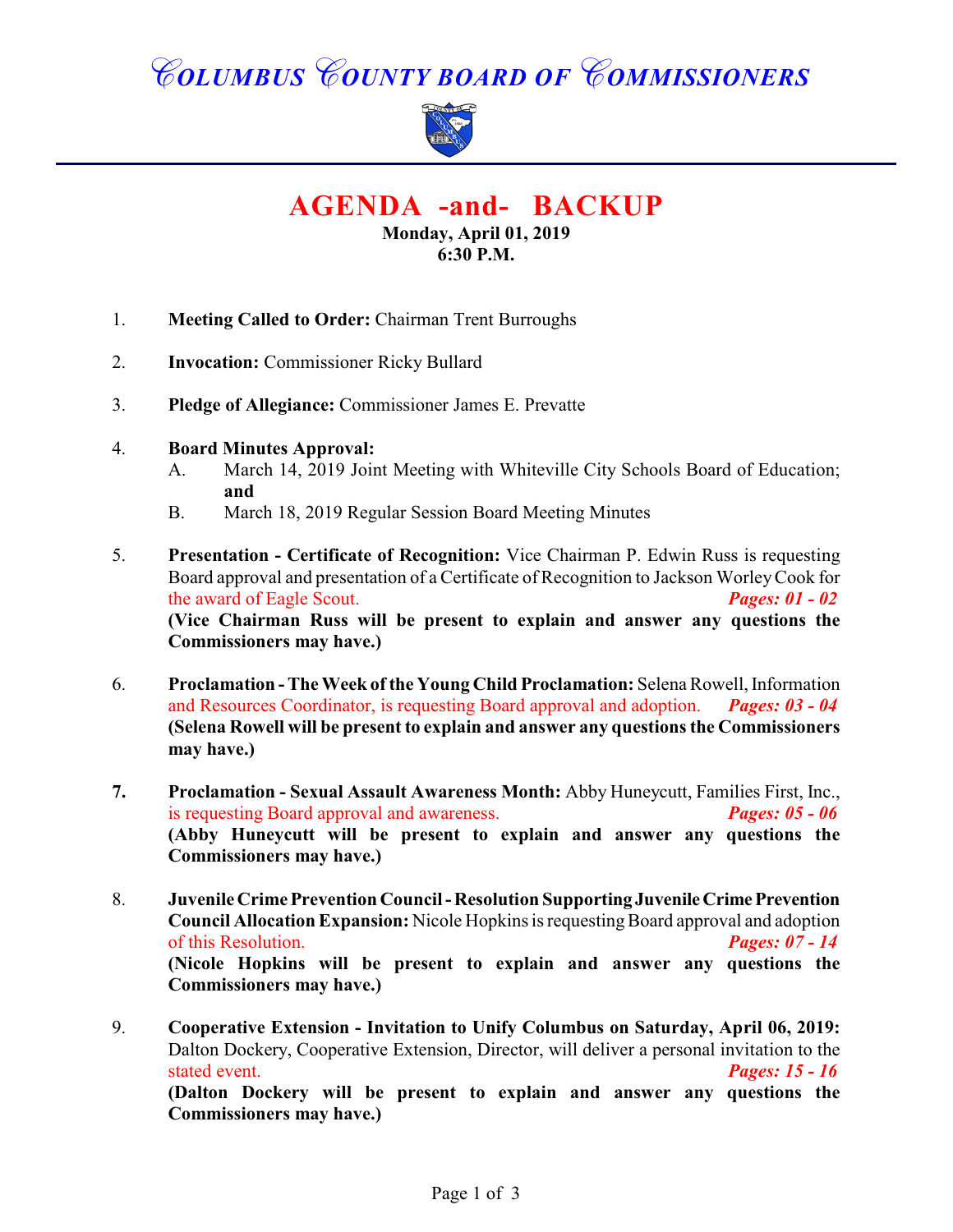# COLUMBUS COUNTY BOARD OF COMMISSIONERS

## AGENDA -and- BACKUP

**Monday, April 01, 2019**
**6:30 P.M.**

1. **Meeting Called to Order:** Chairman Trent Burroughs

2. **Invocation:** Commissioner Ricky Bullard

3. **Pledge of Allegiance:** Commissioner James E. Prevatte

4. **Board Minutes Approval:**
   - A. March 14, 2019 Joint Meeting with Whiteville City Schools Board of Education; **and**
   - B. March 18, 2019 Regular Session Board Meeting Minutes

5. **Presentation - Certificate of Recognition:** Vice Chairman P. Edwin Russ is requesting Board approval and presentation of a Certificate of Recognition to Jackson Worley Cook for the award of Eagle Scout. ***Pages: 01 - 02***
   **(Vice Chairman Russ will be present to explain and answer any questions the Commissioners may have.)**

6. **Proclamation - The Week of the Young Child Proclamation:** Selena Rowell, Information and Resources Coordinator, is requesting Board approval and adoption. ***Pages: 03 - 04***
   **(Selena Rowell will be present to explain and answer any questions the Commissioners may have.)**

7. **Proclamation - Sexual Assault Awareness Month:** Abby Huneycutt, Families First, Inc., is requesting Board approval and awareness. ***Pages: 05 - 06***
   **(Abby Huneycutt will be present to explain and answer any questions the Commissioners may have.)**

8. **Juvenile Crime Prevention Council - Resolution Supporting Juvenile Crime Prevention Council Allocation Expansion:** Nicole Hopkins is requesting Board approval and adoption of this Resolution. ***Pages: 07 - 14***
   **(Nicole Hopkins will be present to explain and answer any questions the Commissioners may have.)**

9. **Cooperative Extension - Invitation to Unify Columbus on Saturday, April 06, 2019:** Dalton Dockery, Cooperative Extension, Director, will deliver a personal invitation to the stated event. ***Pages: 15 - 16***
   **(Dalton Dockery will be present to explain and answer any questions the Commissioners may have.)**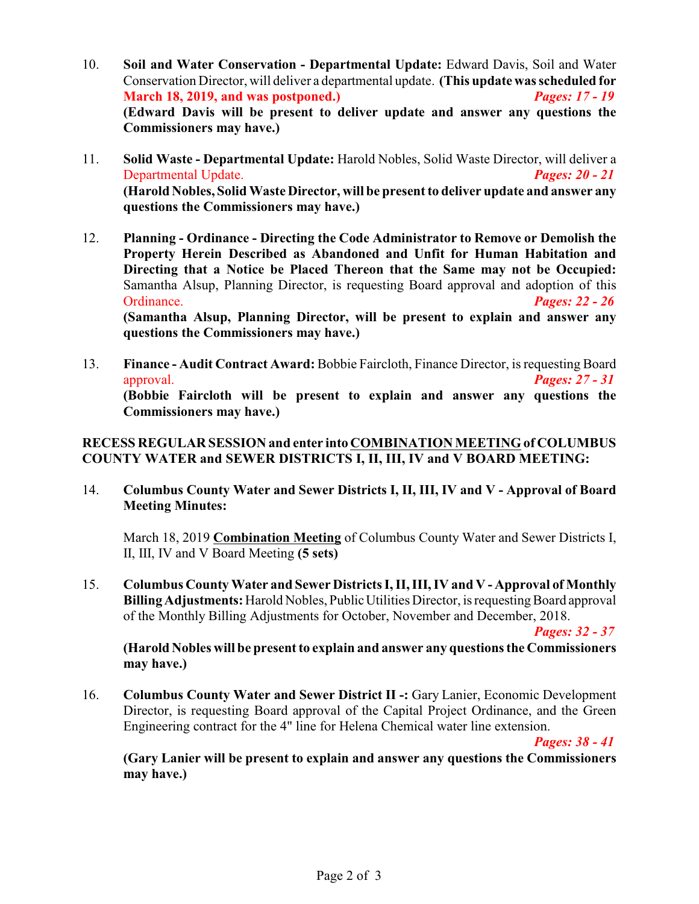10. **Soil and Water Conservation - Departmental Update:** Edward Davis, Soil and Water Conservation Director, will deliver a departmental update. **(This update was scheduled for March 18, 2019, and was postponed.)** ***Pages: 17 - 19***
**(Edward Davis will be present to deliver update and answer any questions the Commissioners may have.)**

11. **Solid Waste - Departmental Update:** Harold Nobles, Solid Waste Director, will deliver a Departmental Update. ***Pages: 20 - 21***
**(Harold Nobles, Solid Waste Director, will be present to deliver update and answer any questions the Commissioners may have.)**

12. **Planning - Ordinance - Directing the Code Administrator to Remove or Demolish the Property Herein Described as Abandoned and Unfit for Human Habitation and Directing that a Notice be Placed Thereon that the Same may not be Occupied:** Samantha Alsup, Planning Director, is requesting Board approval and adoption of this Ordinance. ***Pages: 22 - 26***
**(Samantha Alsup, Planning Director, will be present to explain and answer any questions the Commissioners may have.)**

13. **Finance - Audit Contract Award:** Bobbie Faircloth, Finance Director, is requesting Board approval. ***Pages: 27 - 31***
**(Bobbie Faircloth will be present to explain and answer any questions the Commissioners may have.)**

**RECESS REGULAR SESSION and enter into COMBINATION MEETING of COLUMBUS COUNTY WATER and SEWER DISTRICTS I, II, III, IV and V BOARD MEETING:**

14. **Columbus County Water and Sewer Districts I, II, III, IV and V - Approval of Board Meeting Minutes:**

    March 18, 2019 **Combination Meeting** of Columbus County Water and Sewer Districts I, II, III, IV and V Board Meeting **(5 sets)**

15. **Columbus County Water and Sewer Districts I, II, III, IV and V - Approval of Monthly Billing Adjustments:** Harold Nobles, Public Utilities Director, is requesting Board approval of the Monthly Billing Adjustments for October, November and December, 2018. ***Pages: 32 - 37***
**(Harold Nobles will be present to explain and answer any questions the Commissioners may have.)**

16. **Columbus County Water and Sewer District II -:** Gary Lanier, Economic Development Director, is requesting Board approval of the Capital Project Ordinance, and the Green Engineering contract for the 4" line for Helena Chemical water line extension. ***Pages: 38 - 41***
**(Gary Lanier will be present to explain and answer any questions the Commissioners may have.)**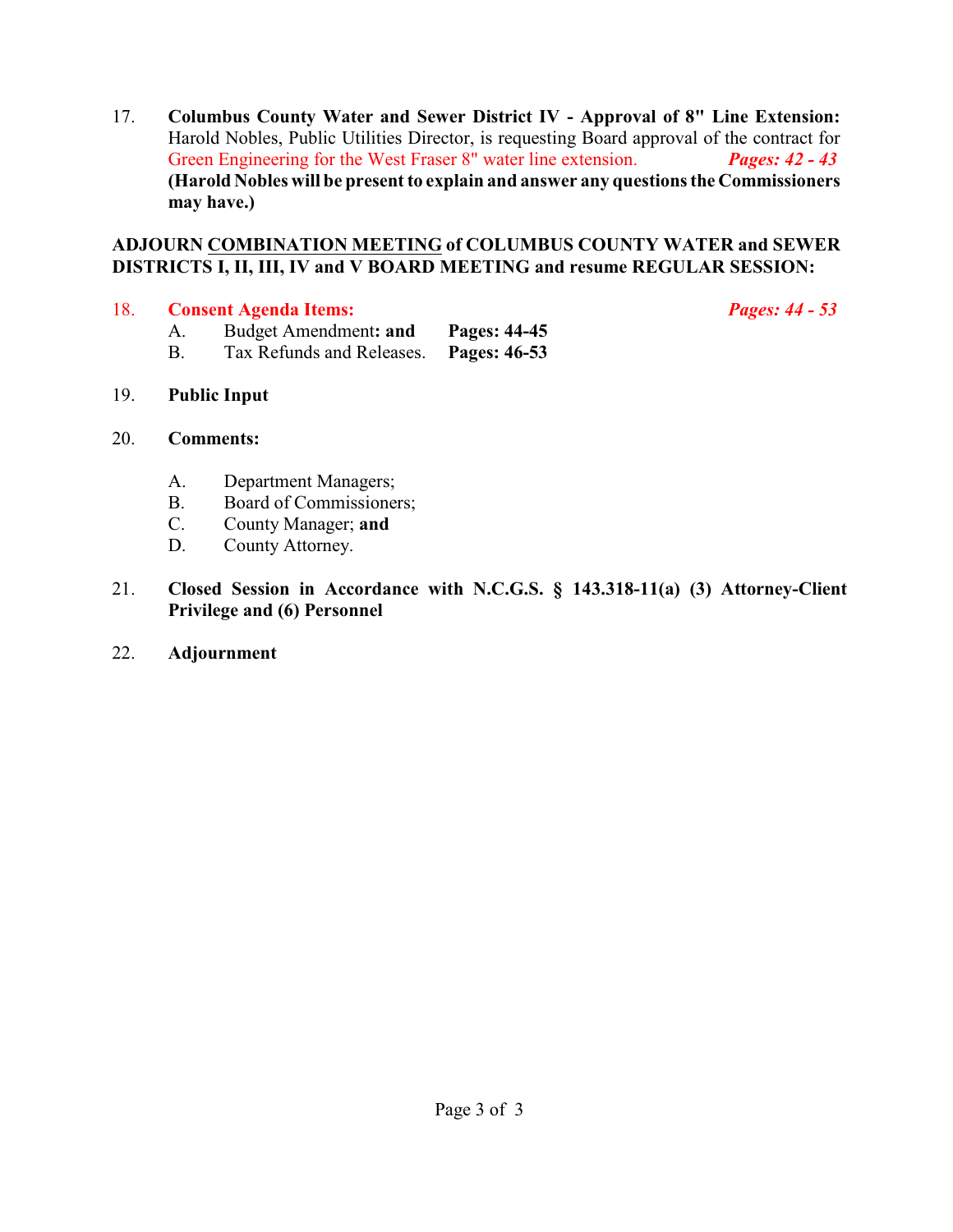17. **Columbus County Water and Sewer District IV - Approval of 8" Line Extension:** Harold Nobles, Public Utilities Director, is requesting Board approval of the contract for Green Engineering for the West Fraser 8" water line extension. ***Pages: 42 - 43***
**(Harold Nobles will be present to explain and answer any questions the Commissioners may have.)**

**ADJOURN COMBINATION MEETING of COLUMBUS COUNTY WATER and SEWER DISTRICTS I, II, III, IV and V BOARD MEETING and resume REGULAR SESSION:**

18. **Consent Agenda Items:** ***Pages: 44 - 53***
    - A. Budget Amendment**: and** **Pages: 44-45**
    - B. Tax Refunds and Releases. **Pages: 46-53**

19. **Public Input**

20. **Comments:**
    - A. Department Managers;
    - B. Board of Commissioners;
    - C. County Manager; **and**
    - D. County Attorney.

21. **Closed Session in Accordance with N.C.G.S. § 143.318-11(a) (3) Attorney-Client Privilege and (6) Personnel**

22. **Adjournment**